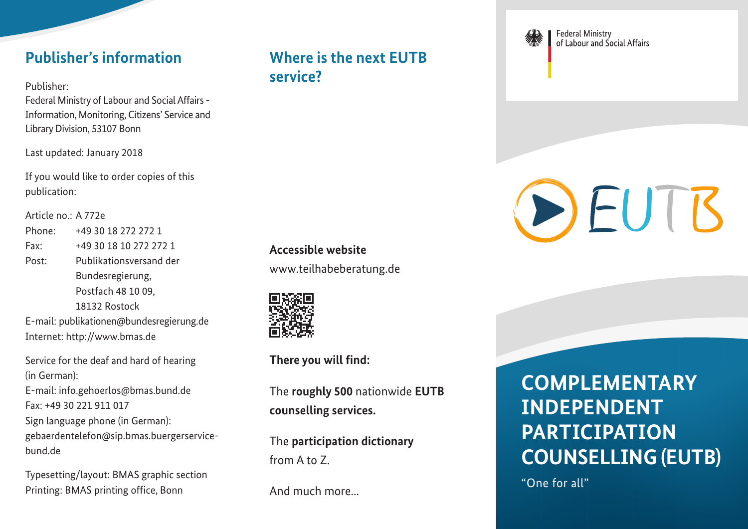## Publisher's information

Publisher:
Federal Ministry of Labour and Social Affairs - Information, Monitoring, Citizens' Service and Library Division, 53107 Bonn

Last updated: January 2018

If you would like to order copies of this publication:

Article no.: A 772e
Phone: +49 30 18 272 272 1
Fax: +49 30 18 10 272 272 1
Post: Publikationsversand der Bundesregierung, Postfach 48 10 09, 18132 Rostock
E-mail: publikationen@bundesregierung.de
Internet: http://www.bmas.de

Service for the deaf and hard of hearing (in German):
E-mail: info.gehoerlos@bmas.bund.de
Fax: +49 30 221 911 017
Sign language phone (in German):
gebaerdentelefon@sip.bmas.buergerservice-bund.de

Typesetting/layout: BMAS graphic section
Printing: BMAS printing office, Bonn

## Where is the next EUTB service?

**Accessible website**

www.teilhabeberatung.de

**There you will find:**

The **roughly 500** nationwide **EUTB counselling services.**

The **participation dictionary** from A to Z.

And much more...

Federal Ministry of Labour and Social Affairs

EUTB

# COMPLEMENTARY INDEPENDENT PARTICIPATION COUNSELLING (EUTB)

"One for all"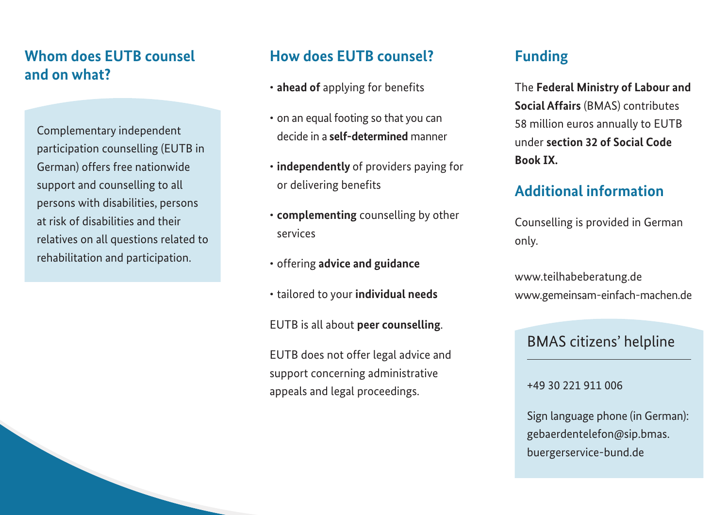## Whom does EUTB counsel and on what?

Complementary independent participation counselling (EUTB in German) offers free nationwide support and counselling to all persons with disabilities, persons at risk of disabilities and their relatives on all questions related to rehabilitation and participation.

## How does EUTB counsel?

- **ahead of** applying for benefits
- on an equal footing so that you can decide in a **self-determined** manner
- **independently** of providers paying for or delivering benefits
- **complementing** counselling by other services
- offering **advice and guidance**
- tailored to your **individual needs**

EUTB is all about **peer counselling**.

EUTB does not offer legal advice and support concerning administrative appeals and legal proceedings.

## Funding

The **Federal Ministry of Labour and Social Affairs** (BMAS) contributes 58 million euros annually to EUTB under **section 32 of Social Code Book IX.**

## Additional information

Counselling is provided in German only.

www.teilhabeberatung.de
www.gemeinsam-einfach-machen.de

### BMAS citizens' helpline

+49 30 221 911 006

Sign language phone (in German):
gebaerdentelefon@sip.bmas.buergerservice-bund.de